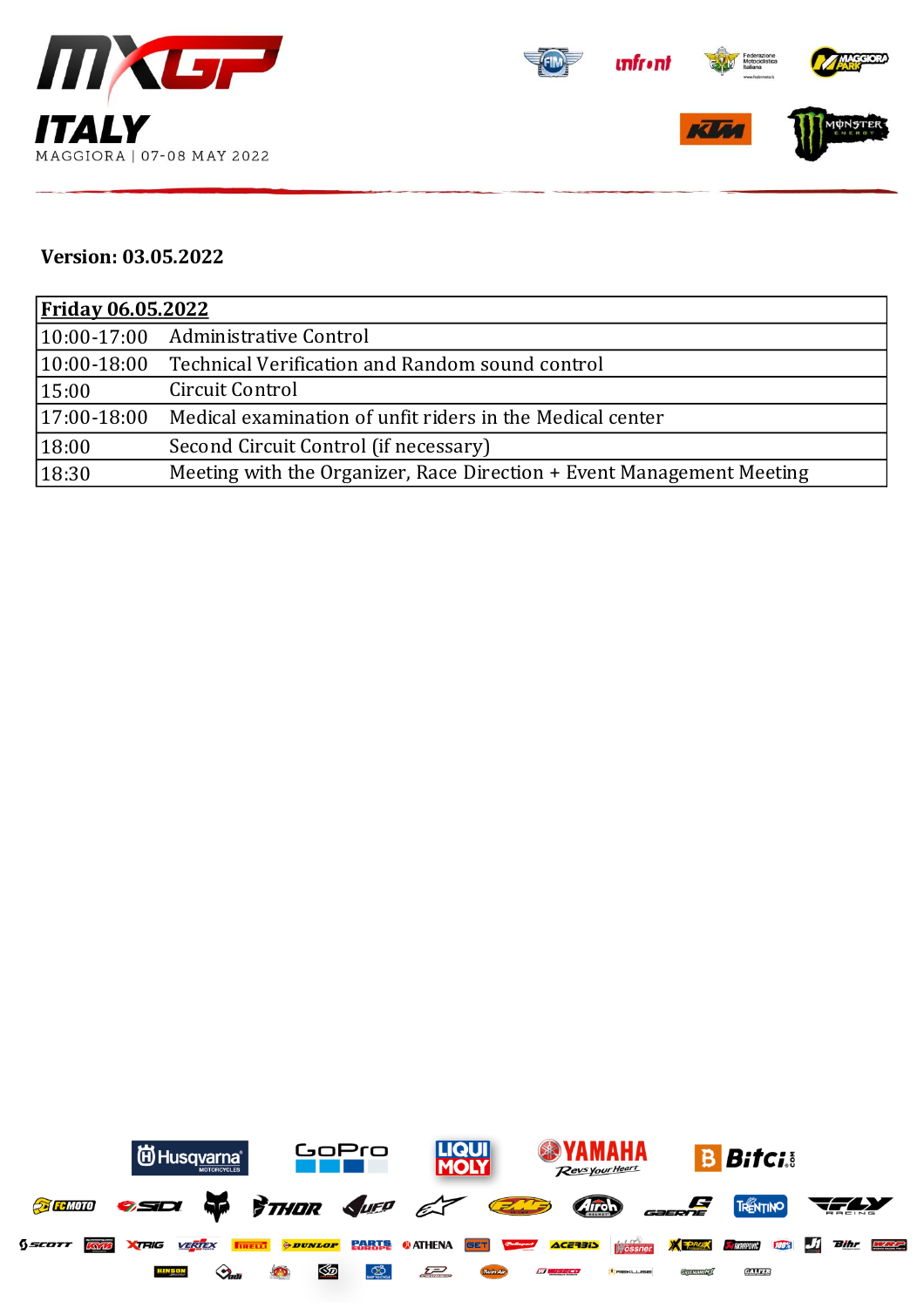# MXGP ITALY

MAGGIORA | 07-08 MAY 2022

**Version: 03.05.2022**

| **Friday 06.05.2022** | |
|---|---|
| 10:00-17:00 | Administrative Control |
| 10:00-18:00 | Technical Verification and Random sound control |
| 15:00 | Circuit Control |
| 17:00-18:00 | Medical examination of unfit riders in the Medical center |
| 18:00 | Second Circuit Control (if necessary) |
| 18:30 | Meeting with the Organizer, Race Direction + Event Management Meeting |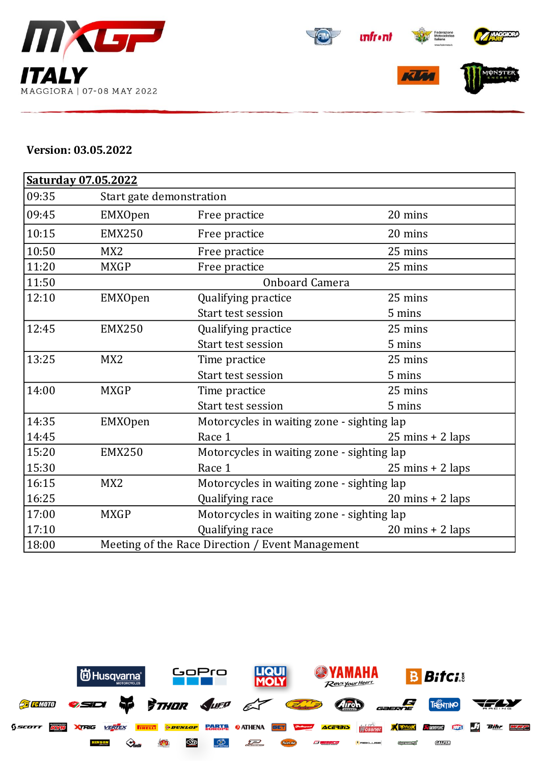# MXGP ITALY

MAGGIORA | 07-08 MAY 2022

**Version: 03.05.2022**

| **Saturday 07.05.2022** | | | |
|---|---|---|---|
| 09:35 | Start gate demonstration | | |
| 09:45 | EMXOpen | Free practice | 20 mins |
| 10:15 | EMX250 | Free practice | 20 mins |
| 10:50 | MX2 | Free practice | 25 mins |
| 11:20 | MXGP | Free practice | 25 mins |
| 11:50 | | Onboard Camera | |
| 12:10 | EMXOpen | Qualifying practice | 25 mins |
| | | Start test session | 5 mins |
| 12:45 | EMX250 | Qualifying practice | 25 mins |
| | | Start test session | 5 mins |
| 13:25 | MX2 | Time practice | 25 mins |
| | | Start test session | 5 mins |
| 14:00 | MXGP | Time practice | 25 mins |
| | | Start test session | 5 mins |
| 14:35 | EMXOpen | Motorcycles in waiting zone - sighting lap | |
| 14:45 | | Race 1 | 25 mins + 2 laps |
| 15:20 | EMX250 | Motorcycles in waiting zone - sighting lap | |
| 15:30 | | Race 1 | 25 mins + 2 laps |
| 16:15 | MX2 | Motorcycles in waiting zone - sighting lap | |
| 16:25 | | Qualifying race | 20 mins + 2 laps |
| 17:00 | MXGP | Motorcycles in waiting zone - sighting lap | |
| 17:10 | | Qualifying race | 20 mins + 2 laps |
| 18:00 | Meeting of the Race Direction / Event Management | | |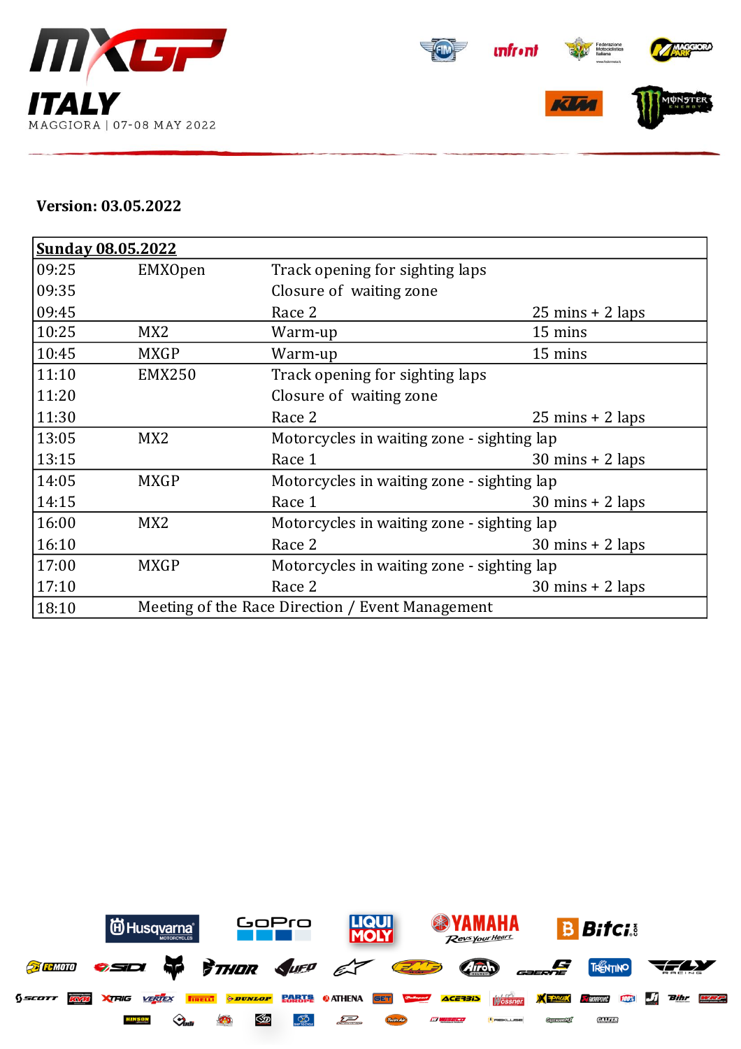# MXGP ITALY

MAGGIORA | 07-08 MAY 2022

**Version: 03.05.2022**

| **Sunday 08.05.2022** | | | |
|---|---|---|---|
| 09:25 | EMXOpen | Track opening for sighting laps | |
| 09:35 | | Closure of waiting zone | |
| 09:45 | | Race 2 | 25 mins + 2 laps |
| 10:25 | MX2 | Warm-up | 15 mins |
| 10:45 | MXGP | Warm-up | 15 mins |
| 11:10 | EMX250 | Track opening for sighting laps | |
| 11:20 | | Closure of waiting zone | |
| 11:30 | | Race 2 | 25 mins + 2 laps |
| 13:05 | MX2 | Motorcycles in waiting zone - sighting lap | |
| 13:15 | | Race 1 | 30 mins + 2 laps |
| 14:05 | MXGP | Motorcycles in waiting zone - sighting lap | |
| 14:15 | | Race 1 | 30 mins + 2 laps |
| 16:00 | MX2 | Motorcycles in waiting zone - sighting lap | |
| 16:10 | | Race 2 | 30 mins + 2 laps |
| 17:00 | MXGP | Motorcycles in waiting zone - sighting lap | |
| 17:10 | | Race 2 | 30 mins + 2 laps |
| 18:10 | Meeting of the Race Direction / Event Management | | |